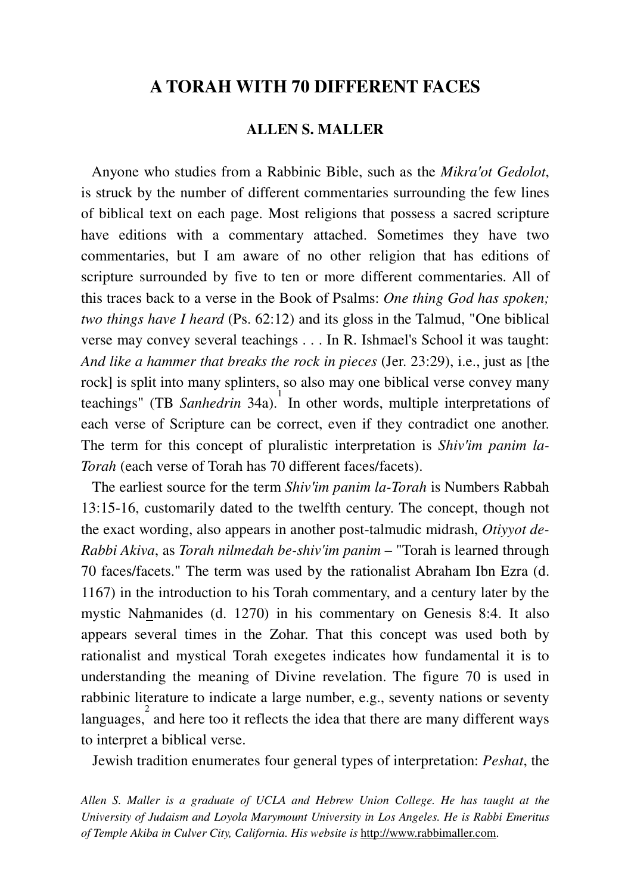# A TORAH WITH 70 DIFFERENT FACES

## ALLEN S. MALLER

Anyone who studies from a Rabbinic Bible, such as the *Mikra'ot Gedolot*, is struck by the number of different commentaries surrounding the few lines of biblical text on each page. Most religions that possess a sacred scripture have editions with a commentary attached. Sometimes they have two commentaries, but I am aware of no other religion that has editions of scripture surrounded by five to ten or more different commentaries. All of this traces back to a verse in the Book of Psalms: *One thing God has spoken; two things have I heard* (Ps. 62:12) and its gloss in the Talmud, "One biblical verse may convey several teachings . . . In R. Ishmael's School it was taught: *And like a hammer that breaks the rock in pieces* (Jer. 23:29), i.e., just as [the rock] is split into many splinters, so also may one biblical verse convey many teachings" (TB *Sanhedrin* 34a).[1] In other words, multiple interpretations of each verse of Scripture can be correct, even if they contradict one another. The term for this concept of pluralistic interpretation is *Shiv'im panim la-Torah* (each verse of Torah has 70 different faces/facets).

The earliest source for the term *Shiv'im panim la-Torah* is Numbers Rabbah 13:15-16, customarily dated to the twelfth century. The concept, though not the exact wording, also appears in another post-talmudic midrash, *Otiyyot de-Rabbi Akiva*, as *Torah nilmedah be-shiv'im panim* – "Torah is learned through 70 faces/facets." The term was used by the rationalist Abraham Ibn Ezra (d. 1167) in the introduction to his Torah commentary, and a century later by the mystic Na<u>h</u>manides (d. 1270) in his commentary on Genesis 8:4. It also appears several times in the Zohar. That this concept was used both by rationalist and mystical Torah exegetes indicates how fundamental it is to understanding the meaning of Divine revelation. The figure 70 is used in rabbinic literature to indicate a large number, e.g., seventy nations or seventy languages,[2] and here too it reflects the idea that there are many different ways to interpret a biblical verse.

Jewish tradition enumerates four general types of interpretation: *Peshat*, the

*Allen S. Maller is a graduate of UCLA and Hebrew Union College. He has taught at the University of Judaism and Loyola Marymount University in Los Angeles. He is Rabbi Emeritus of Temple Akiba in Culver City, California. His website is* http://www.rabbimaller.com.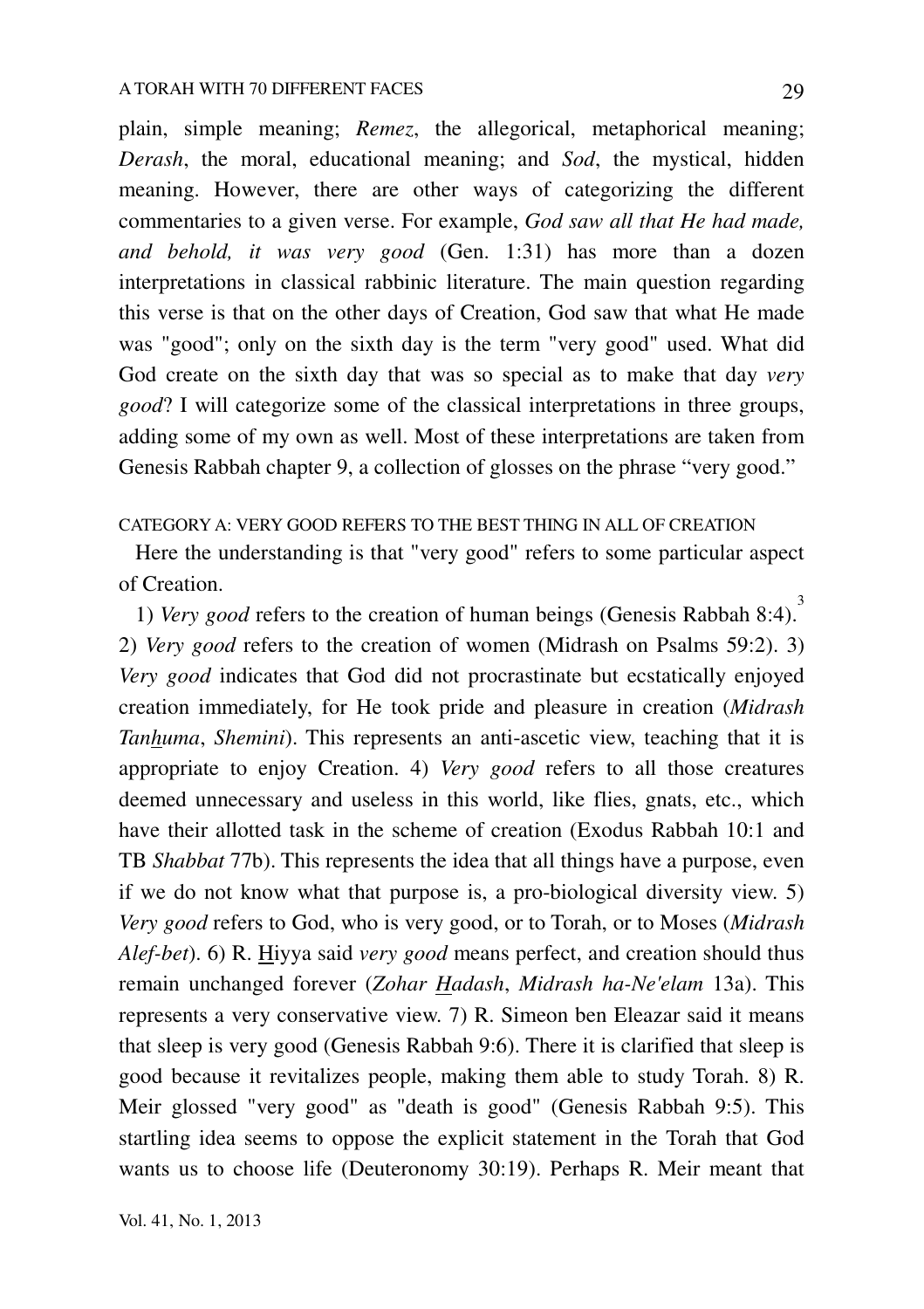plain, simple meaning; *Remez*, the allegorical, metaphorical meaning; *Derash*, the moral, educational meaning; and *Sod*, the mystical, hidden meaning. However, there are other ways of categorizing the different commentaries to a given verse. For example, *God saw all that He had made, and behold, it was very good* (Gen. 1:31) has more than a dozen interpretations in classical rabbinic literature. The main question regarding this verse is that on the other days of Creation, God saw that what He made was "good"; only on the sixth day is the term "very good" used. What did God create on the sixth day that was so special as to make that day *very good*? I will categorize some of the classical interpretations in three groups, adding some of my own as well. Most of these interpretations are taken from Genesis Rabbah chapter 9, a collection of glosses on the phrase "very good."

### CATEGORY A: VERY GOOD REFERS TO THE BEST THING IN ALL OF CREATION

Here the understanding is that "very good" refers to some particular aspect of Creation.

1) *Very good* refers to the creation of human beings (Genesis Rabbah 8:4).[3] 2) *Very good* refers to the creation of women (Midrash on Psalms 59:2). 3) *Very good* indicates that God did not procrastinate but ecstatically enjoyed creation immediately, for He took pride and pleasure in creation (*Midrash Tan<u>h</u>uma*, *Shemini*). This represents an anti-ascetic view, teaching that it is appropriate to enjoy Creation. 4) *Very good* refers to all those creatures deemed unnecessary and useless in this world, like flies, gnats, etc., which have their allotted task in the scheme of creation (Exodus Rabbah 10:1 and TB *Shabbat* 77b). This represents the idea that all things have a purpose, even if we do not know what that purpose is, a pro-biological diversity view. 5) *Very good* refers to God, who is very good, or to Torah, or to Moses (*Midrash Alef-bet*). 6) R. <u>H</u>iyya said *very good* means perfect, and creation should thus remain unchanged forever (*Zohar <u>H</u>adash*, *Midrash ha-Ne'elam* 13a). This represents a very conservative view. 7) R. Simeon ben Eleazar said it means that sleep is very good (Genesis Rabbah 9:6). There it is clarified that sleep is good because it revitalizes people, making them able to study Torah. 8) R. Meir glossed "very good" as "death is good" (Genesis Rabbah 9:5). This startling idea seems to oppose the explicit statement in the Torah that God wants us to choose life (Deuteronomy 30:19). Perhaps R. Meir meant that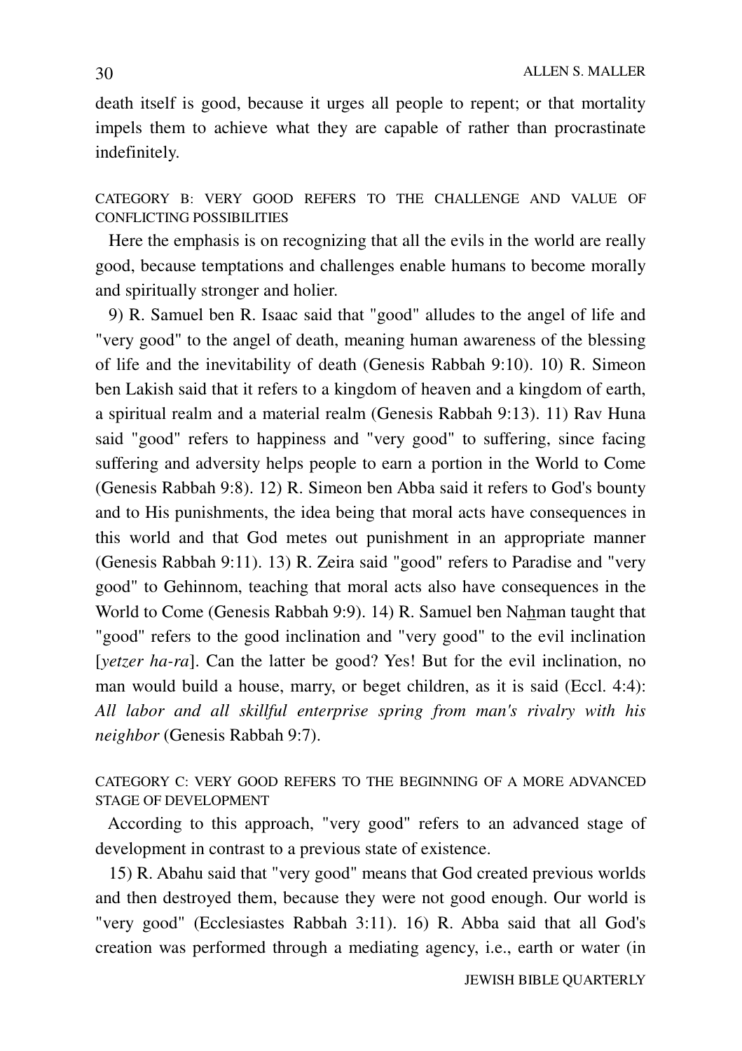death itself is good, because it urges all people to repent; or that mortality impels them to achieve what they are capable of rather than procrastinate indefinitely.

### CATEGORY B: VERY GOOD REFERS TO THE CHALLENGE AND VALUE OF CONFLICTING POSSIBILITIES

Here the emphasis is on recognizing that all the evils in the world are really good, because temptations and challenges enable humans to become morally and spiritually stronger and holier.

9) R. Samuel ben R. Isaac said that "good" alludes to the angel of life and "very good" to the angel of death, meaning human awareness of the blessing of life and the inevitability of death (Genesis Rabbah 9:10). 10) R. Simeon ben Lakish said that it refers to a kingdom of heaven and a kingdom of earth, a spiritual realm and a material realm (Genesis Rabbah 9:13). 11) Rav Huna said "good" refers to happiness and "very good" to suffering, since facing suffering and adversity helps people to earn a portion in the World to Come (Genesis Rabbah 9:8). 12) R. Simeon ben Abba said it refers to God's bounty and to His punishments, the idea being that moral acts have consequences in this world and that God metes out punishment in an appropriate manner (Genesis Rabbah 9:11). 13) R. Zeira said "good" refers to Paradise and "very good" to Gehinnom, teaching that moral acts also have consequences in the World to Come (Genesis Rabbah 9:9). 14) R. Samuel ben Nahman taught that "good" refers to the good inclination and "very good" to the evil inclination [*yetzer ha-ra*]. Can the latter be good? Yes! But for the evil inclination, no man would build a house, marry, or beget children, as it is said (Eccl. 4:4): *All labor and all skillful enterprise spring from man's rivalry with his neighbor* (Genesis Rabbah 9:7).

### CATEGORY C: VERY GOOD REFERS TO THE BEGINNING OF A MORE ADVANCED STAGE OF DEVELOPMENT

According to this approach, "very good" refers to an advanced stage of development in contrast to a previous state of existence.

15) R. Abahu said that "very good" means that God created previous worlds and then destroyed them, because they were not good enough. Our world is "very good" (Ecclesiastes Rabbah 3:11). 16) R. Abba said that all God's creation was performed through a mediating agency, i.e., earth or water (in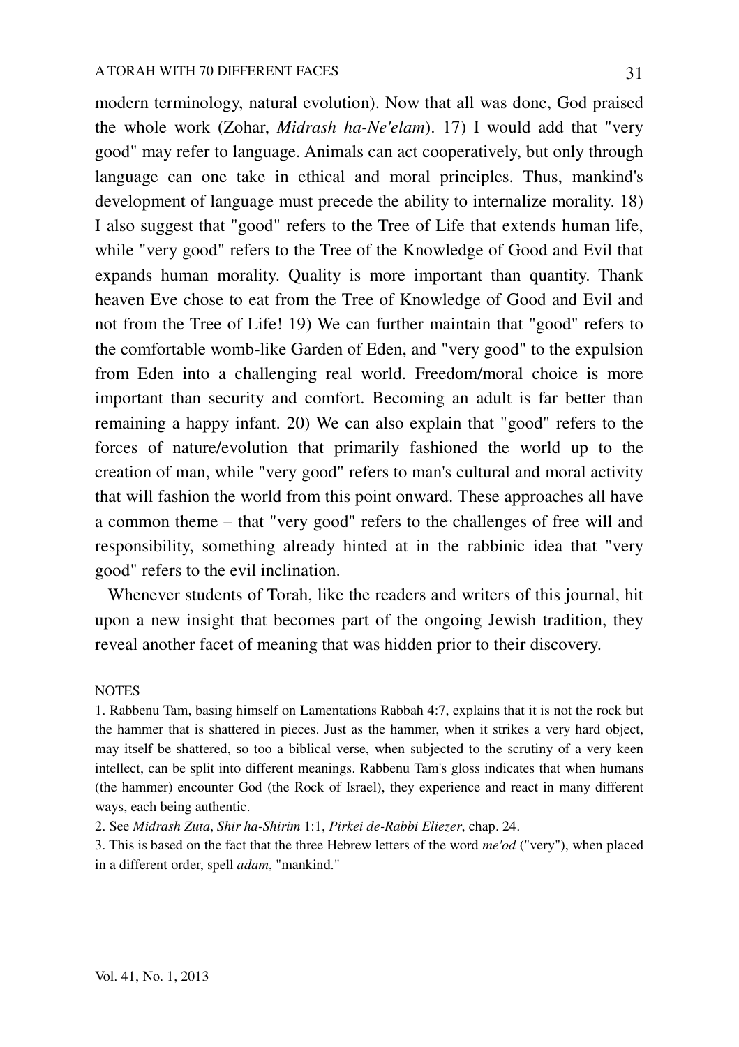modern terminology, natural evolution). Now that all was done, God praised the whole work (Zohar, *Midrash ha-Ne'elam*). 17) I would add that "very good" may refer to language. Animals can act cooperatively, but only through language can one take in ethical and moral principles. Thus, mankind's development of language must precede the ability to internalize morality. 18) I also suggest that "good" refers to the Tree of Life that extends human life, while "very good" refers to the Tree of the Knowledge of Good and Evil that expands human morality. Quality is more important than quantity. Thank heaven Eve chose to eat from the Tree of Knowledge of Good and Evil and not from the Tree of Life! 19) We can further maintain that "good" refers to the comfortable womb-like Garden of Eden, and "very good" to the expulsion from Eden into a challenging real world. Freedom/moral choice is more important than security and comfort. Becoming an adult is far better than remaining a happy infant. 20) We can also explain that "good" refers to the forces of nature/evolution that primarily fashioned the world up to the creation of man, while "very good" refers to man's cultural and moral activity that will fashion the world from this point onward. These approaches all have a common theme – that "very good" refers to the challenges of free will and responsibility, something already hinted at in the rabbinic idea that "very good" refers to the evil inclination.

Whenever students of Torah, like the readers and writers of this journal, hit upon a new insight that becomes part of the ongoing Jewish tradition, they reveal another facet of meaning that was hidden prior to their discovery.

NOTES

1. Rabbenu Tam, basing himself on Lamentations Rabbah 4:7, explains that it is not the rock but the hammer that is shattered in pieces. Just as the hammer, when it strikes a very hard object, may itself be shattered, so too a biblical verse, when subjected to the scrutiny of a very keen intellect, can be split into different meanings. Rabbenu Tam's gloss indicates that when humans (the hammer) encounter God (the Rock of Israel), they experience and react in many different ways, each being authentic.

2. See *Midrash Zuta*, *Shir ha-Shirim* 1:1, *Pirkei de-Rabbi Eliezer*, chap. 24.

3. This is based on the fact that the three Hebrew letters of the word *me'od* ("very"), when placed in a different order, spell *adam*, "mankind."